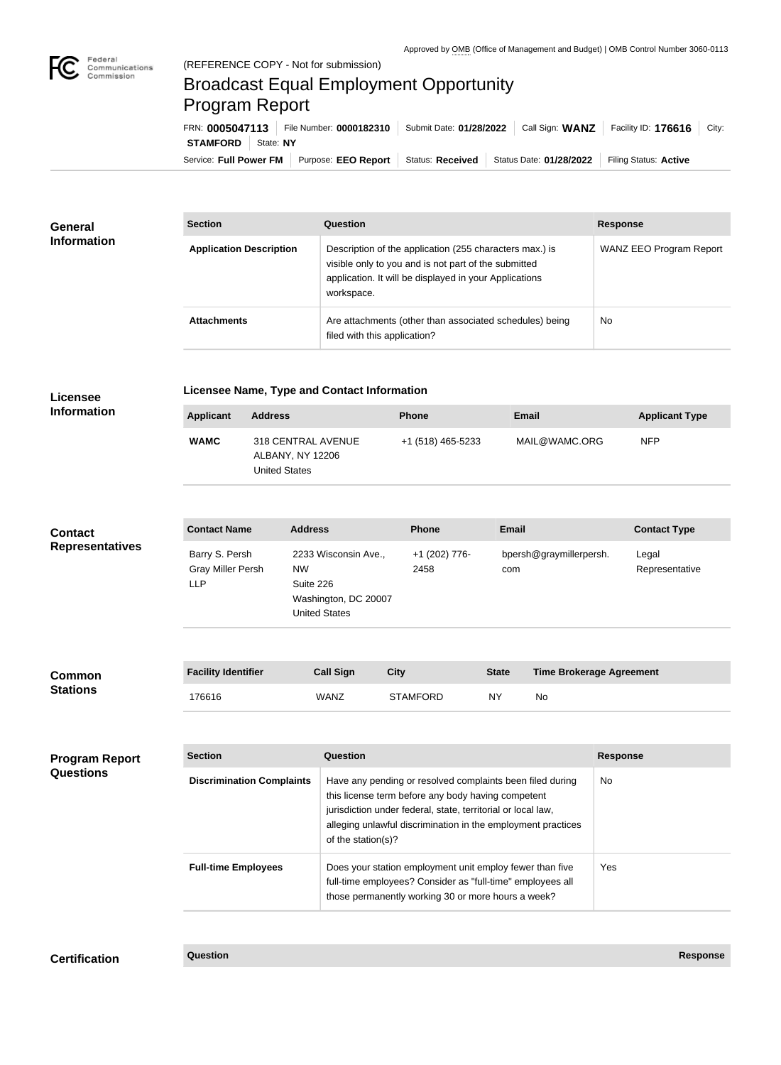Approved by OMB (Office of Management and Budget) | OMB Control Number 3060-0113

(REFERENCE COPY - Not for submission)

# Broadcast Equal Employment Opportunity Program Report

FRN: **0005047113** | File Number: **0000182310** | Submit Date: **01/28/2022** | Call Sign: **WANZ** | Facility ID: **176616** | City: **STAMFORD** | State: **NY**

Service: **Full Power FM** | Purpose: **EEO Report** | Status: **Received** | Status Date: **01/28/2022** | Filing Status: **Active**

## General Information

| Section | Question | Response |
| --- | --- | --- |
| Application Description | Description of the application (255 characters max.) is visible only to you and is not part of the submitted application. It will be displayed in your Applications workspace. | WANZ EEO Program Report |
| Attachments | Are attachments (other than associated schedules) being filed with this application? | No |

## Licensee Information

**Licensee Name, Type and Contact Information**

| Applicant | Address | Phone | Email | Applicant Type |
| --- | --- | --- | --- | --- |
| WAMC | 318 CENTRAL AVENUE ALBANY, NY 12206 United States | +1 (518) 465-5233 | MAIL@WAMC.ORG | NFP |

## Contact Representatives

| Contact Name | Address | Phone | Email | Contact Type |
| --- | --- | --- | --- | --- |
| Barry S. Persh Gray Miller Persh LLP | 2233 Wisconsin Ave., NW Suite 226 Washington, DC 20007 United States | +1 (202) 776-2458 | bpersh@graymillerpersh.com | Legal Representative |

## Common Stations

| Facility Identifier | Call Sign | City | State | Time Brokerage Agreement |
| --- | --- | --- | --- | --- |
| 176616 | WANZ | STAMFORD | NY | No |

## Program Report Questions

| Section | Question | Response |
| --- | --- | --- |
| Discrimination Complaints | Have any pending or resolved complaints been filed during this license term before any body having competent jurisdiction under federal, state, territorial or local law, alleging unlawful discrimination in the employment practices of the station(s)? | No |
| Full-time Employees | Does your station employment unit employ fewer than five full-time employees? Consider as "full-time" employees all those permanently working 30 or more hours a week? | Yes |

## Certification

| Question | Response |
| --- | --- |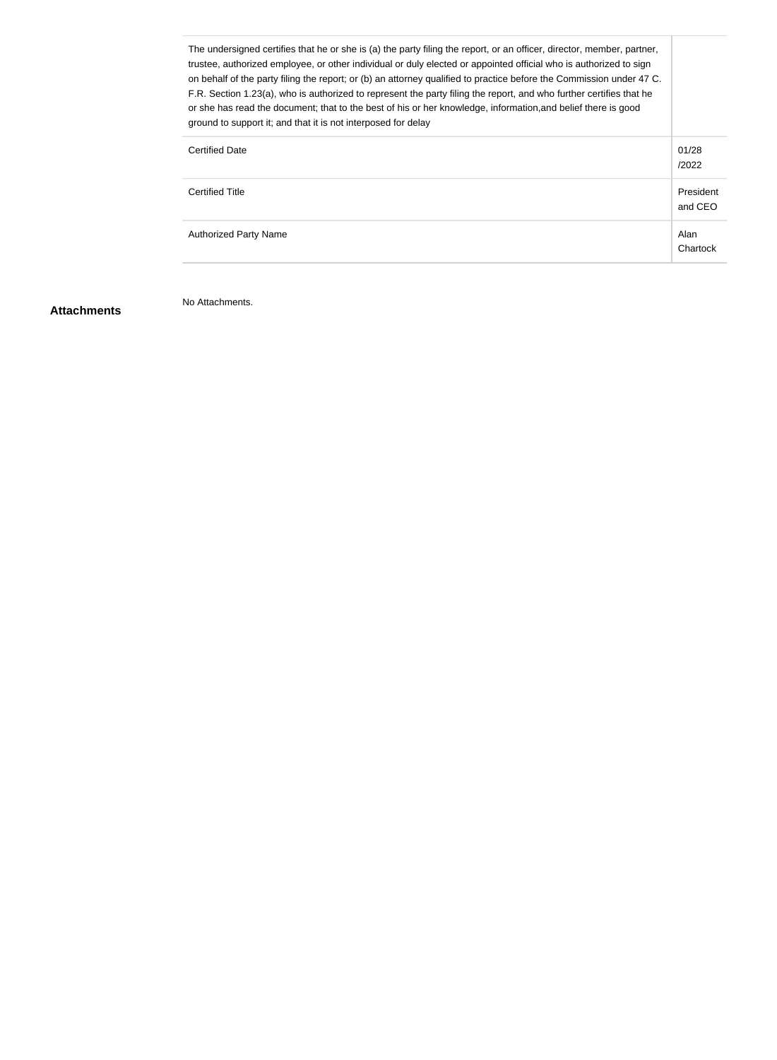| | |
|---|---|
| The undersigned certifies that he or she is (a) the party filing the report, or an officer, director, member, partner, trustee, authorized employee, or other individual or duly elected or appointed official who is authorized to sign on behalf of the party filing the report; or (b) an attorney qualified to practice before the Commission under 47 C.F.R. Section 1.23(a), who is authorized to represent the party filing the report, and who further certifies that he or she has read the document; that to the best of his or her knowledge, information,and belief there is good ground to support it; and that it is not interposed for delay | |
| Certified Date | 01/28/2022 |
| Certified Title | President and CEO |
| Authorized Party Name | Alan Chartock |

**Attachments**

No Attachments.